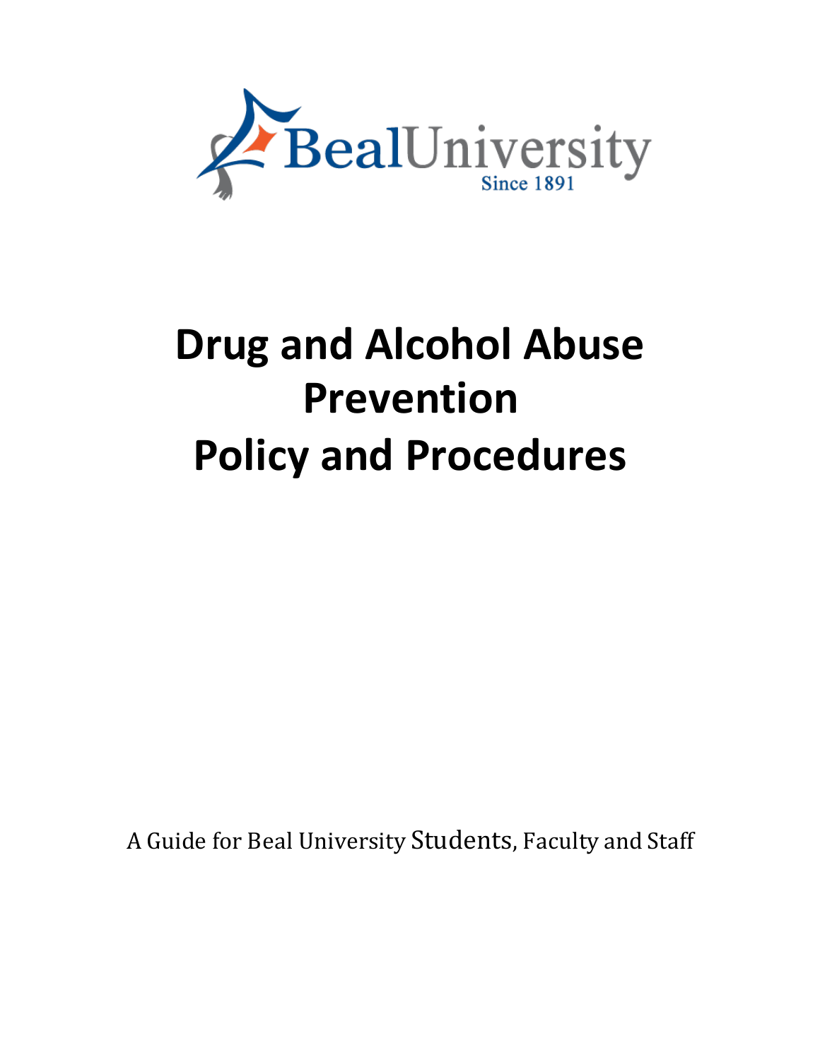BealUniversity

Since 1891

# Drug and Alcohol Abuse Prevention Policy and Procedures

A Guide for Beal University Students, Faculty and Staff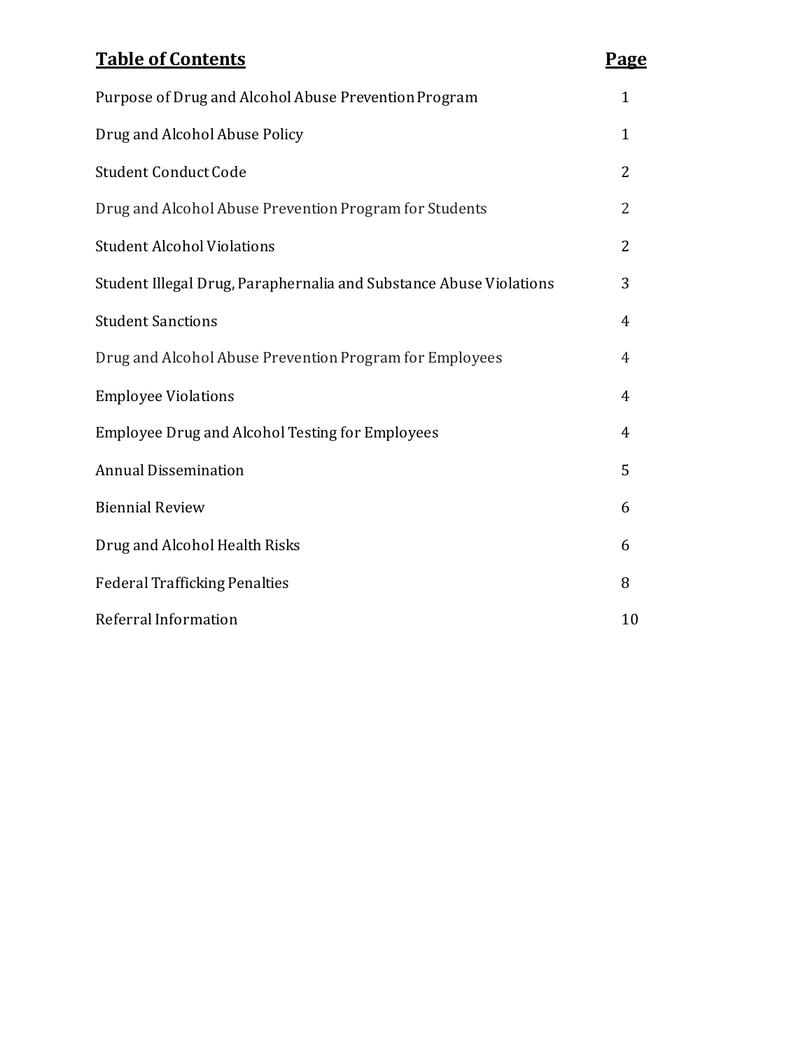| **Table of Contents** | **Page** |
| --- | --- |
| Purpose of Drug and Alcohol Abuse Prevention Program | 1 |
| Drug and Alcohol Abuse Policy | 1 |
| Student Conduct Code | 2 |
| Drug and Alcohol Abuse Prevention Program for Students | 2 |
| Student Alcohol Violations | 2 |
| Student Illegal Drug, Paraphernalia and Substance Abuse Violations | 3 |
| Student Sanctions | 4 |
| Drug and Alcohol Abuse Prevention Program for Employees | 4 |
| Employee Violations | 4 |
| Employee Drug and Alcohol Testing for Employees | 4 |
| Annual Dissemination | 5 |
| Biennial Review | 6 |
| Drug and Alcohol Health Risks | 6 |
| Federal Trafficking Penalties | 8 |
| Referral Information | 10 |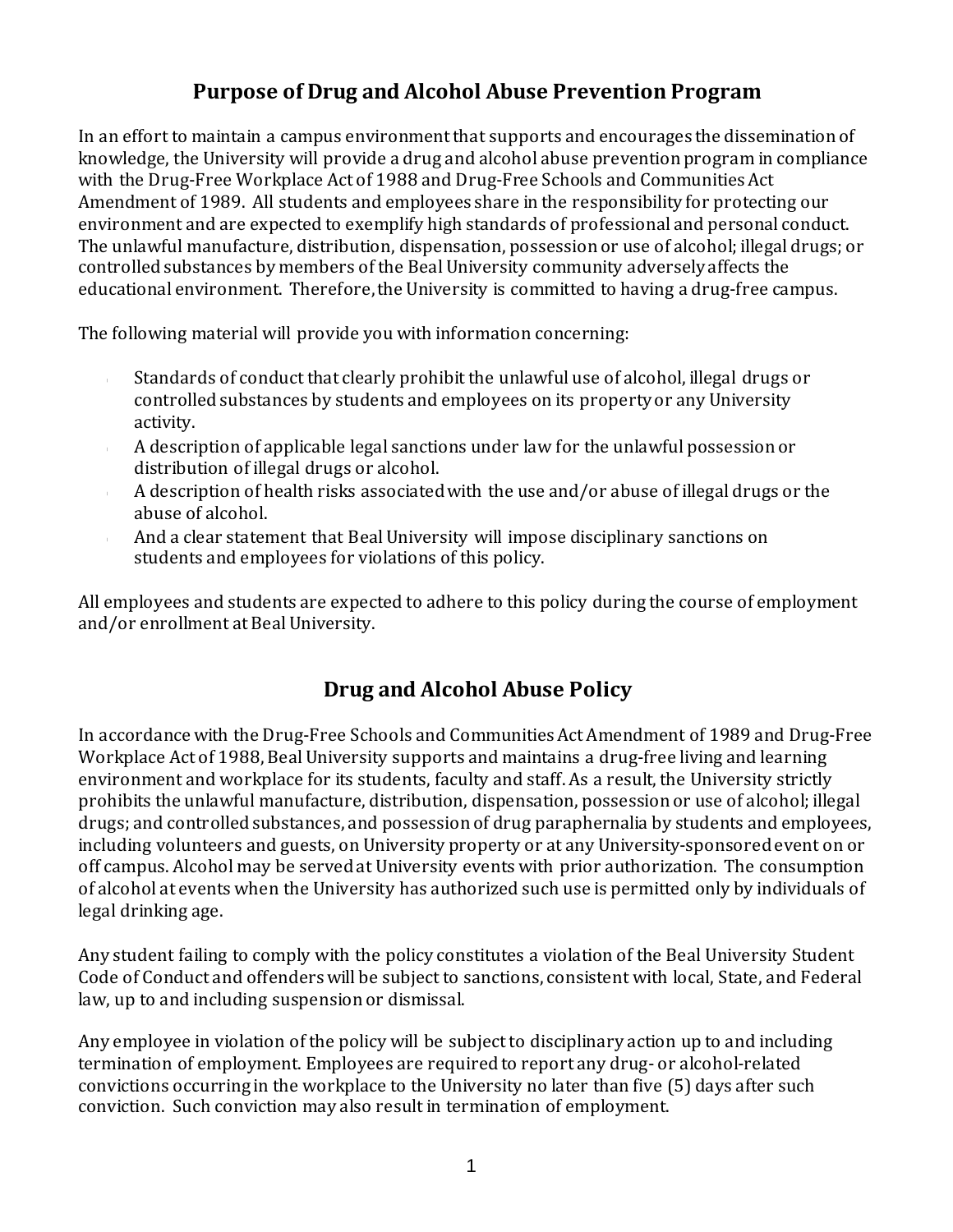## Purpose of Drug and Alcohol Abuse Prevention Program

In an effort to maintain a campus environment that supports and encourages the dissemination of knowledge, the University will provide a drug and alcohol abuse prevention program in compliance with the Drug-Free Workplace Act of 1988 and Drug-Free Schools and Communities Act Amendment of 1989. All students and employees share in the responsibility for protecting our environment and are expected to exemplify high standards of professional and personal conduct. The unlawful manufacture, distribution, dispensation, possession or use of alcohol; illegal drugs; or controlled substances by members of the Beal University community adversely affects the educational environment. Therefore, the University is committed to having a drug-free campus.

The following material will provide you with information concerning:

- Standards of conduct that clearly prohibit the unlawful use of alcohol, illegal drugs or controlled substances by students and employees on its property or any University activity.
- A description of applicable legal sanctions under law for the unlawful possession or distribution of illegal drugs or alcohol.
- A description of health risks associated with the use and/or abuse of illegal drugs or the abuse of alcohol.
- And a clear statement that Beal University will impose disciplinary sanctions on students and employees for violations of this policy.

All employees and students are expected to adhere to this policy during the course of employment and/or enrollment at Beal University.

## Drug and Alcohol Abuse Policy

In accordance with the Drug-Free Schools and Communities Act Amendment of 1989 and Drug-Free Workplace Act of 1988, Beal University supports and maintains a drug-free living and learning environment and workplace for its students, faculty and staff. As a result, the University strictly prohibits the unlawful manufacture, distribution, dispensation, possession or use of alcohol; illegal drugs; and controlled substances, and possession of drug paraphernalia by students and employees, including volunteers and guests, on University property or at any University-sponsored event on or off campus. Alcohol may be served at University events with prior authorization. The consumption of alcohol at events when the University has authorized such use is permitted only by individuals of legal drinking age.

Any student failing to comply with the policy constitutes a violation of the Beal University Student Code of Conduct and offenders will be subject to sanctions, consistent with local, State, and Federal law, up to and including suspension or dismissal.

Any employee in violation of the policy will be subject to disciplinary action up to and including termination of employment. Employees are required to report any drug- or alcohol-related convictions occurring in the workplace to the University no later than five (5) days after such conviction. Such conviction may also result in termination of employment.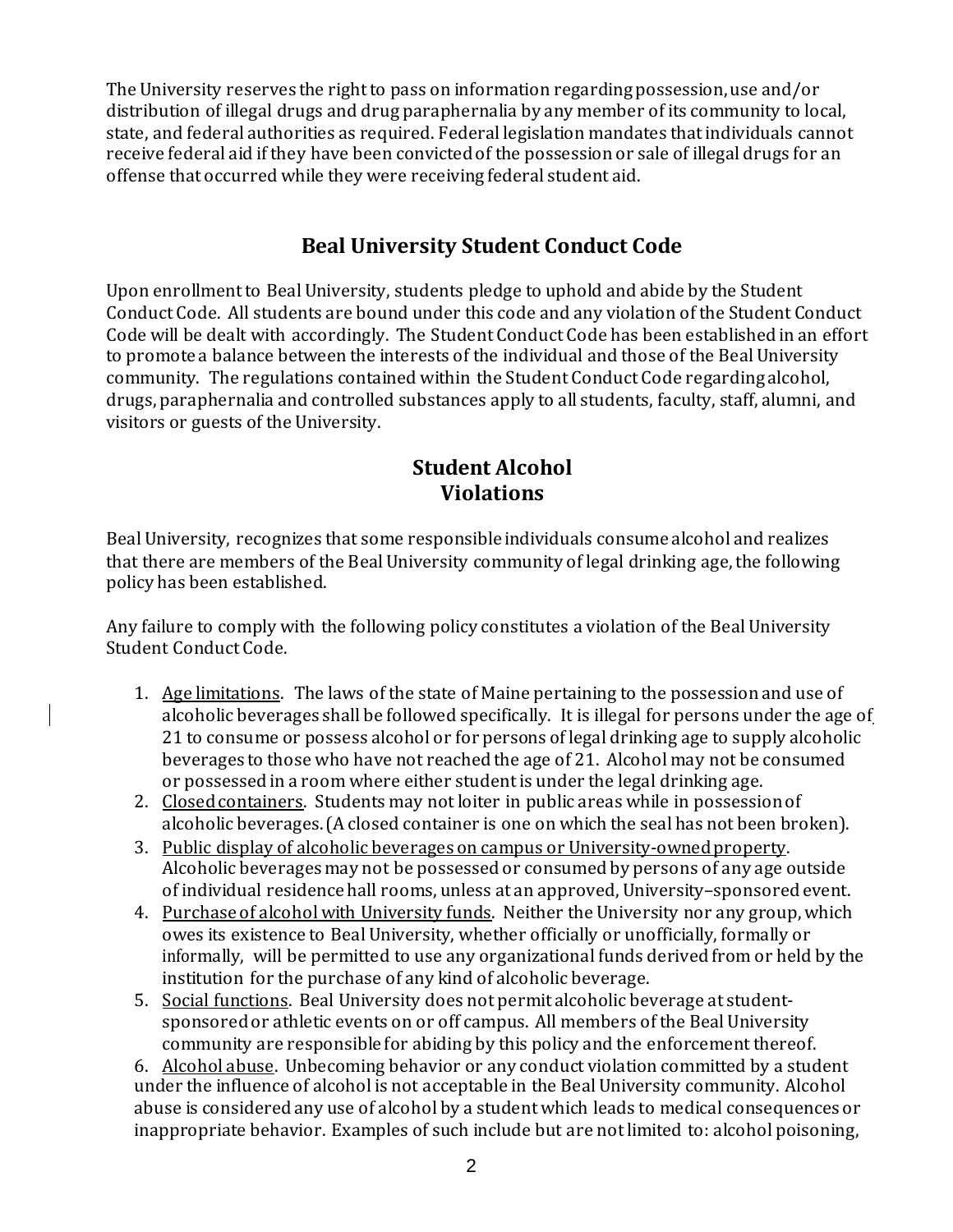The University reserves the right to pass on information regarding possession, use and/or distribution of illegal drugs and drug paraphernalia by any member of its community to local, state, and federal authorities as required. Federal legislation mandates that individuals cannot receive federal aid if they have been convicted of the possession or sale of illegal drugs for an offense that occurred while they were receiving federal student aid.

## Beal University Student Conduct Code

Upon enrollment to Beal University, students pledge to uphold and abide by the Student Conduct Code. All students are bound under this code and any violation of the Student Conduct Code will be dealt with accordingly. The Student Conduct Code has been established in an effort to promote a balance between the interests of the individual and those of the Beal University community. The regulations contained within the Student Conduct Code regarding alcohol, drugs, paraphernalia and controlled substances apply to all students, faculty, staff, alumni, and visitors or guests of the University.

## Student Alcohol Violations

Beal University, recognizes that some responsible individuals consume alcohol and realizes that there are members of the Beal University community of legal drinking age, the following policy has been established.

Any failure to comply with the following policy constitutes a violation of the Beal University Student Conduct Code.

1. Age limitations. The laws of the state of Maine pertaining to the possession and use of alcoholic beverages shall be followed specifically. It is illegal for persons under the age of 21 to consume or possess alcohol or for persons of legal drinking age to supply alcoholic beverages to those who have not reached the age of 21. Alcohol may not be consumed or possessed in a room where either student is under the legal drinking age.
2. Closed containers. Students may not loiter in public areas while in possession of alcoholic beverages. (A closed container is one on which the seal has not been broken).
3. Public display of alcoholic beverages on campus or University-owned property. Alcoholic beverages may not be possessed or consumed by persons of any age outside of individual residence hall rooms, unless at an approved, University–sponsored event.
4. Purchase of alcohol with University funds. Neither the University nor any group, which owes its existence to Beal University, whether officially or unofficially, formally or informally, will be permitted to use any organizational funds derived from or held by the institution for the purchase of any kind of alcoholic beverage.
5. Social functions. Beal University does not permit alcoholic beverage at student-sponsored or athletic events on or off campus. All members of the Beal University community are responsible for abiding by this policy and the enforcement thereof.
6. Alcohol abuse. Unbecoming behavior or any conduct violation committed by a student under the influence of alcohol is not acceptable in the Beal University community. Alcohol abuse is considered any use of alcohol by a student which leads to medical consequences or inappropriate behavior. Examples of such include but are not limited to: alcohol poisoning,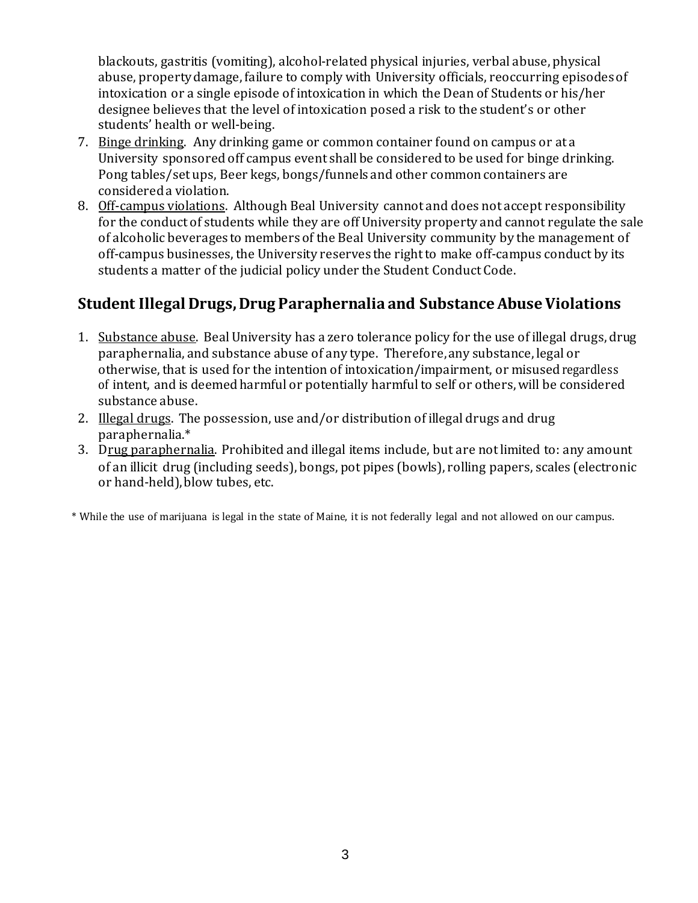blackouts, gastritis (vomiting), alcohol-related physical injuries, verbal abuse, physical abuse, property damage, failure to comply with University officials, reoccurring episodes of intoxication or a single episode of intoxication in which the Dean of Students or his/her designee believes that the level of intoxication posed a risk to the student's or other students' health or well-being.

7. Binge drinking. Any drinking game or common container found on campus or at a University sponsored off campus event shall be considered to be used for binge drinking. Pong tables/set ups, Beer kegs, bongs/funnels and other common containers are considered a violation.
8. Off-campus violations. Although Beal University cannot and does not accept responsibility for the conduct of students while they are off University property and cannot regulate the sale of alcoholic beverages to members of the Beal University community by the management of off-campus businesses, the University reserves the right to make off-campus conduct by its students a matter of the judicial policy under the Student Conduct Code.

## Student Illegal Drugs, Drug Paraphernalia and Substance Abuse Violations

1. Substance abuse. Beal University has a zero tolerance policy for the use of illegal drugs, drug paraphernalia, and substance abuse of any type. Therefore, any substance, legal or otherwise, that is used for the intention of intoxication/impairment, or misused regardless of intent, and is deemed harmful or potentially harmful to self or others, will be considered substance abuse.
2. Illegal drugs. The possession, use and/or distribution of illegal drugs and drug paraphernalia.*
3. Drug paraphernalia. Prohibited and illegal items include, but are not limited to: any amount of an illicit drug (including seeds), bongs, pot pipes (bowls), rolling papers, scales (electronic or hand-held), blow tubes, etc.

* While the use of marijuana is legal in the state of Maine, it is not federally legal and not allowed on our campus.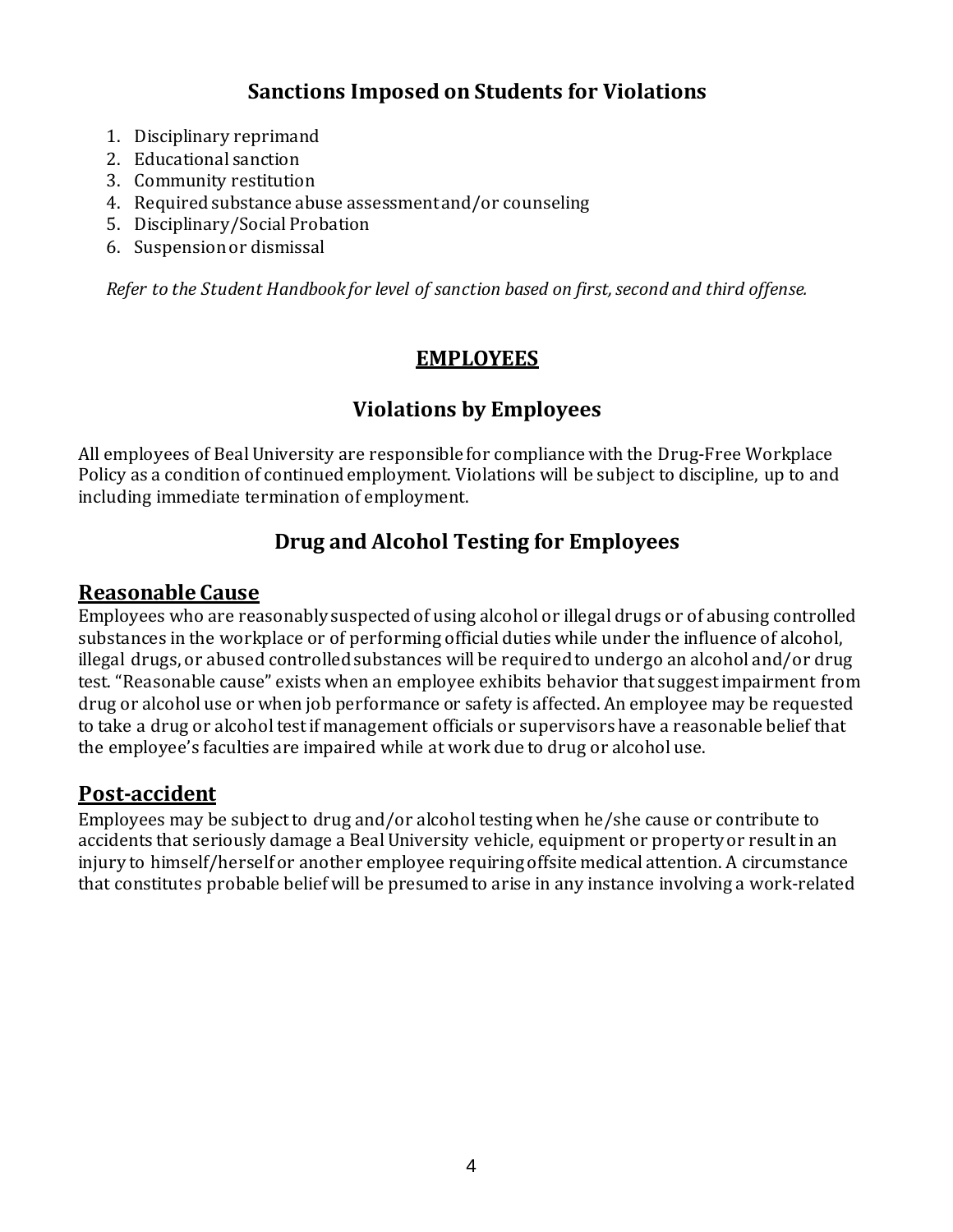## Sanctions Imposed on Students for Violations

1. Disciplinary reprimand
2. Educational sanction
3. Community restitution
4. Required substance abuse assessment and/or counseling
5. Disciplinary/Social Probation
6. Suspension or dismissal

*Refer to the Student Handbook for level of sanction based on first, second and third offense.*

# EMPLOYEES

## Violations by Employees

All employees of Beal University are responsible for compliance with the Drug-Free Workplace Policy as a condition of continued employment. Violations will be subject to discipline, up to and including immediate termination of employment.

## Drug and Alcohol Testing for Employees

### Reasonable Cause

Employees who are reasonably suspected of using alcohol or illegal drugs or of abusing controlled substances in the workplace or of performing official duties while under the influence of alcohol, illegal drugs, or abused controlled substances will be required to undergo an alcohol and/or drug test. "Reasonable cause" exists when an employee exhibits behavior that suggest impairment from drug or alcohol use or when job performance or safety is affected. An employee may be requested to take a drug or alcohol test if management officials or supervisors have a reasonable belief that the employee's faculties are impaired while at work due to drug or alcohol use.

### Post-accident

Employees may be subject to drug and/or alcohol testing when he/she cause or contribute to accidents that seriously damage a Beal University vehicle, equipment or property or result in an injury to himself/herself or another employee requiring offsite medical attention. A circumstance that constitutes probable belief will be presumed to arise in any instance involving a work-related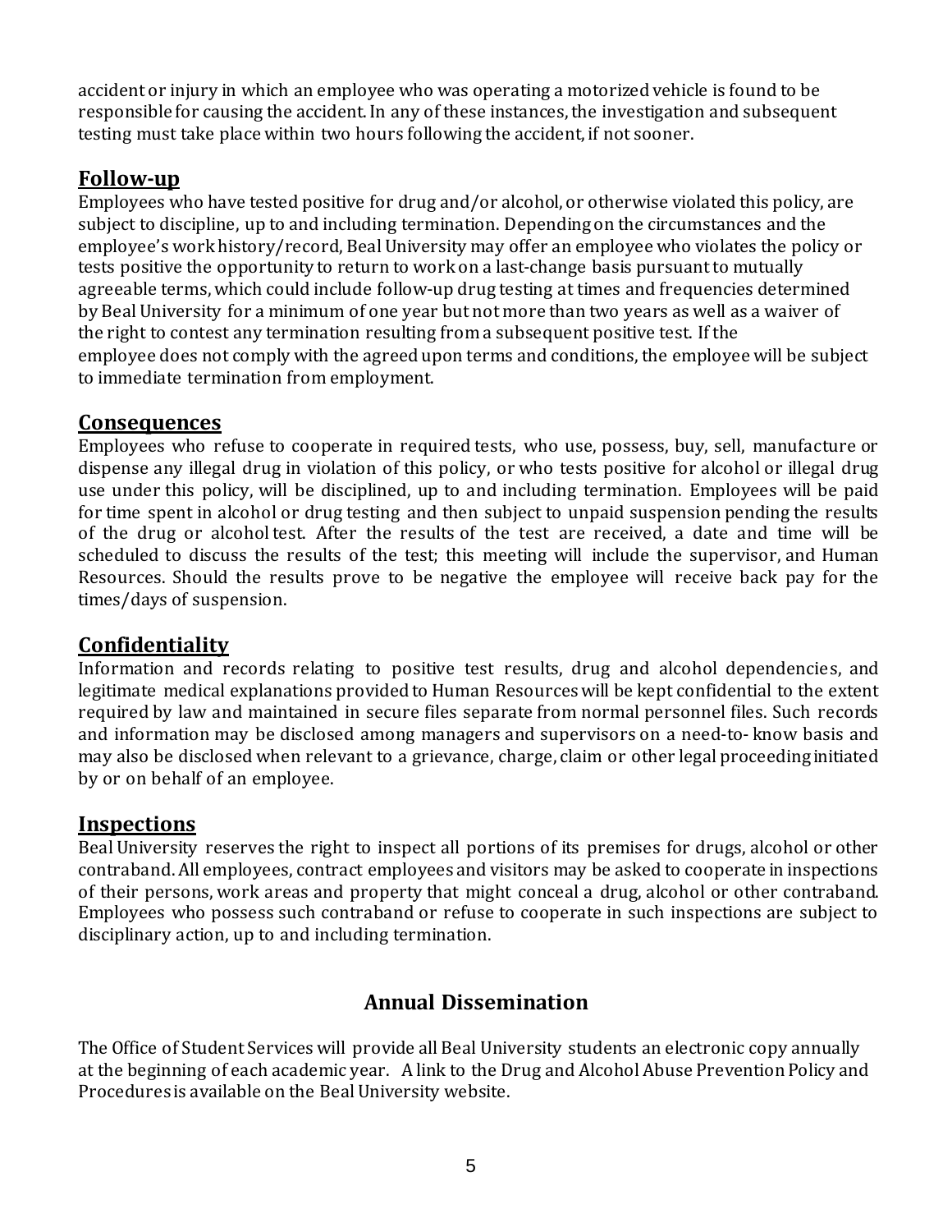accident or injury in which an employee who was operating a motorized vehicle is found to be responsible for causing the accident. In any of these instances, the investigation and subsequent testing must take place within two hours following the accident, if not sooner.

## Follow-up

Employees who have tested positive for drug and/or alcohol, or otherwise violated this policy, are subject to discipline, up to and including termination. Depending on the circumstances and the employee's work history/record, Beal University may offer an employee who violates the policy or tests positive the opportunity to return to work on a last-change basis pursuant to mutually agreeable terms, which could include follow-up drug testing at times and frequencies determined by Beal University for a minimum of one year but not more than two years as well as a waiver of the right to contest any termination resulting from a subsequent positive test. If the employee does not comply with the agreed upon terms and conditions, the employee will be subject to immediate termination from employment.

## Consequences

Employees who refuse to cooperate in required tests, who use, possess, buy, sell, manufacture or dispense any illegal drug in violation of this policy, or who tests positive for alcohol or illegal drug use under this policy, will be disciplined, up to and including termination. Employees will be paid for time spent in alcohol or drug testing and then subject to unpaid suspension pending the results of the drug or alcohol test. After the results of the test are received, a date and time will be scheduled to discuss the results of the test; this meeting will include the supervisor, and Human Resources. Should the results prove to be negative the employee will receive back pay for the times/days of suspension.

## Confidentiality

Information and records relating to positive test results, drug and alcohol dependencies, and legitimate medical explanations provided to Human Resources will be kept confidential to the extent required by law and maintained in secure files separate from normal personnel files. Such records and information may be disclosed among managers and supervisors on a need-to- know basis and may also be disclosed when relevant to a grievance, charge, claim or other legal proceeding initiated by or on behalf of an employee.

## Inspections

Beal University reserves the right to inspect all portions of its premises for drugs, alcohol or other contraband. All employees, contract employees and visitors may be asked to cooperate in inspections of their persons, work areas and property that might conceal a drug, alcohol or other contraband. Employees who possess such contraband or refuse to cooperate in such inspections are subject to disciplinary action, up to and including termination.

# Annual Dissemination

The Office of Student Services will provide all Beal University students an electronic copy annually at the beginning of each academic year. A link to the Drug and Alcohol Abuse Prevention Policy and Procedures is available on the Beal University website.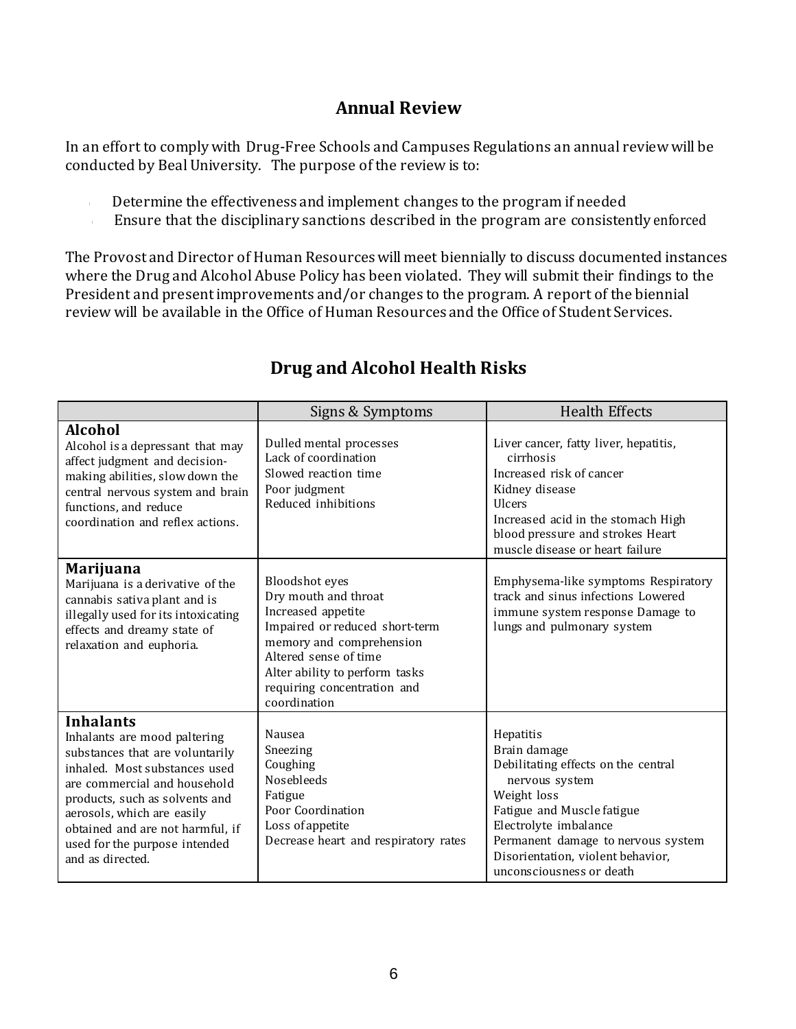## Annual Review

In an effort to comply with Drug-Free Schools and Campuses Regulations an annual review will be conducted by Beal University. The purpose of the review is to:

- Determine the effectiveness and implement changes to the program if needed
- Ensure that the disciplinary sanctions described in the program are consistently enforced

The Provost and Director of Human Resources will meet biennially to discuss documented instances where the Drug and Alcohol Abuse Policy has been violated. They will submit their findings to the President and present improvements and/or changes to the program. A report of the biennial review will be available in the Office of Human Resources and the Office of Student Services.

## Drug and Alcohol Health Risks

| | Signs & Symptoms | Health Effects |
|---|---|---|
| **Alcohol**<br>Alcohol is a depressant that may affect judgment and decision-making abilities, slow down the central nervous system and brain functions, and reduce coordination and reflex actions. | Dulled mental processes<br>Lack of coordination<br>Slowed reaction time<br>Poor judgment<br>Reduced inhibitions | Liver cancer, fatty liver, hepatitis, cirrhosis<br>Increased risk of cancer<br>Kidney disease<br>Ulcers<br>Increased acid in the stomach High blood pressure and strokes Heart muscle disease or heart failure |
| **Marijuana**<br>Marijuana is a derivative of the cannabis sativa plant and is illegally used for its intoxicating effects and dreamy state of relaxation and euphoria. | Bloodshot eyes<br>Dry mouth and throat<br>Increased appetite<br>Impaired or reduced short-term memory and comprehension<br>Altered sense of time<br>Alter ability to perform tasks requiring concentration and coordination | Emphysema-like symptoms Respiratory track and sinus infections Lowered immune system response Damage to lungs and pulmonary system |
| **Inhalants**<br>Inhalants are mood paltering substances that are voluntarily inhaled. Most substances used are commercial and household products, such as solvents and aerosols, which are easily obtained and are not harmful, if used for the purpose intended and as directed. | Nausea<br>Sneezing<br>Coughing<br>Nosebleeds<br>Fatigue<br>Poor Coordination<br>Loss of appetite<br>Decrease heart and respiratory rates | Hepatitis<br>Brain damage<br>Debilitating effects on the central nervous system<br>Weight loss<br>Fatigue and Muscle fatigue<br>Electrolyte imbalance<br>Permanent damage to nervous system<br>Disorientation, violent behavior, unconsciousness or death |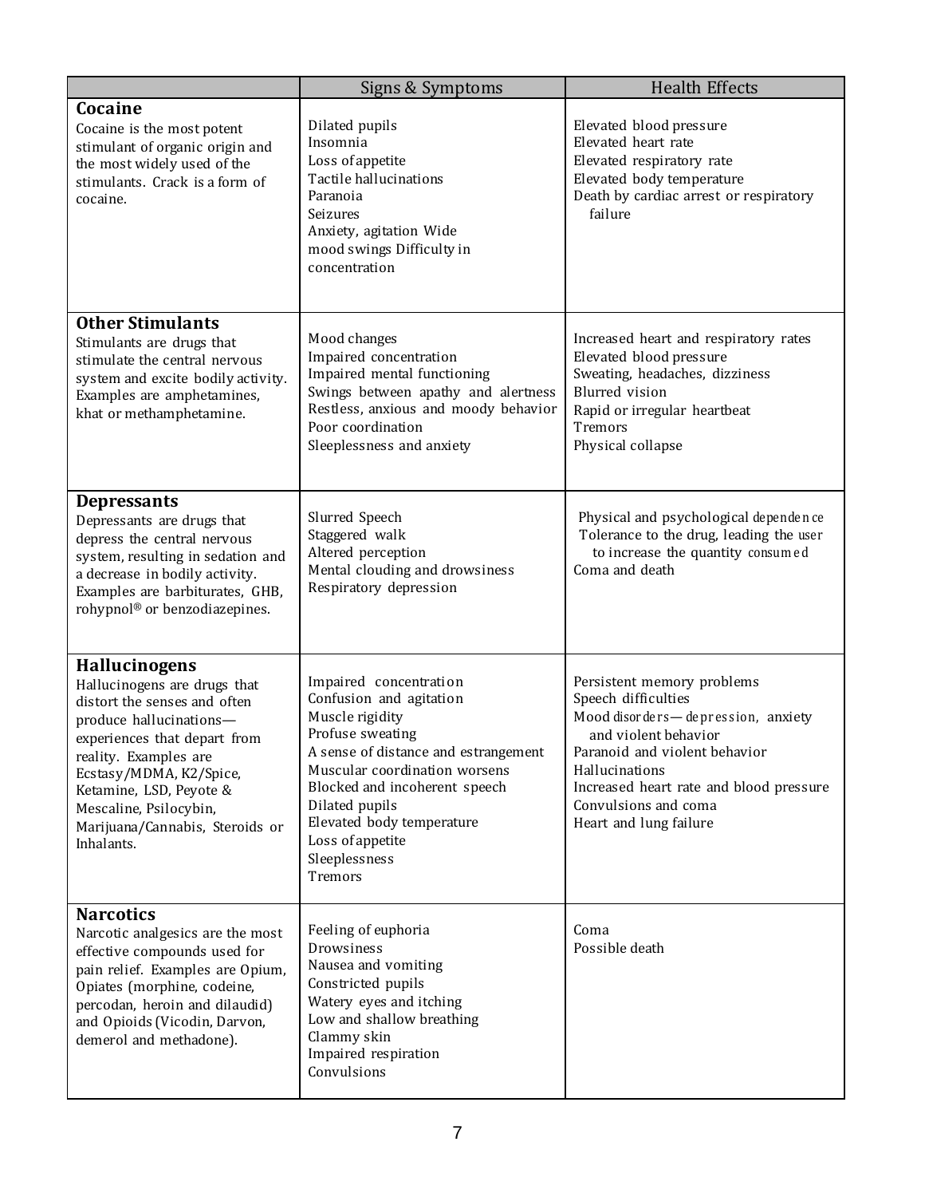| | Signs & Symptoms | Health Effects |
|---|---|---|
| **Cocaine**<br>Cocaine is the most potent stimulant of organic origin and the most widely used of the stimulants. Crack is a form of cocaine. | Dilated pupils<br>Insomnia<br>Loss of appetite<br>Tactile hallucinations<br>Paranoia<br>Seizures<br>Anxiety, agitation Wide mood swings Difficulty in concentration | Elevated blood pressure<br>Elevated heart rate<br>Elevated respiratory rate<br>Elevated body temperature<br>Death by cardiac arrest or respiratory failure |
| **Other Stimulants**<br>Stimulants are drugs that stimulate the central nervous system and excite bodily activity. Examples are amphetamines, khat or methamphetamine. | Mood changes<br>Impaired concentration<br>Impaired mental functioning<br>Swings between apathy and alertness<br>Restless, anxious and moody behavior<br>Poor coordination<br>Sleeplessness and anxiety | Increased heart and respiratory rates<br>Elevated blood pressure<br>Sweating, headaches, dizziness<br>Blurred vision<br>Rapid or irregular heartbeat<br>Tremors<br>Physical collapse |
| **Depressants**<br>Depressants are drugs that depress the central nervous system, resulting in sedation and a decrease in bodily activity. Examples are barbiturates, GHB, rohypnol® or benzodiazepines. | Slurred Speech<br>Staggered walk<br>Altered perception<br>Mental clouding and drowsiness<br>Respiratory depression | Physical and psychological dependence<br>Tolerance to the drug, leading the user to increase the quantity consumed<br>Coma and death |
| **Hallucinogens**<br>Hallucinogens are drugs that distort the senses and often produce hallucinations—experiences that depart from reality. Examples are Ecstasy/MDMA, K2/Spice, Ketamine, LSD, Peyote & Mescaline, Psilocybin, Marijuana/Cannabis, Steroids or Inhalants. | Impaired concentration<br>Confusion and agitation<br>Muscle rigidity<br>Profuse sweating<br>A sense of distance and estrangement<br>Muscular coordination worsens<br>Blocked and incoherent speech<br>Dilated pupils<br>Elevated body temperature<br>Loss of appetite<br>Sleeplessness<br>Tremors | Persistent memory problems<br>Speech difficulties<br>Mood disorders—depression, anxiety and violent behavior<br>Paranoid and violent behavior<br>Hallucinations<br>Increased heart rate and blood pressure<br>Convulsions and coma<br>Heart and lung failure |
| **Narcotics**<br>Narcotic analgesics are the most effective compounds used for pain relief. Examples are Opium, Opiates (morphine, codeine, percodan, heroin and dilaudid) and Opioids (Vicodin, Darvon, demerol and methadone). | Feeling of euphoria<br>Drowsiness<br>Nausea and vomiting<br>Constricted pupils<br>Watery eyes and itching<br>Low and shallow breathing<br>Clammy skin<br>Impaired respiration<br>Convulsions | Coma<br>Possible death |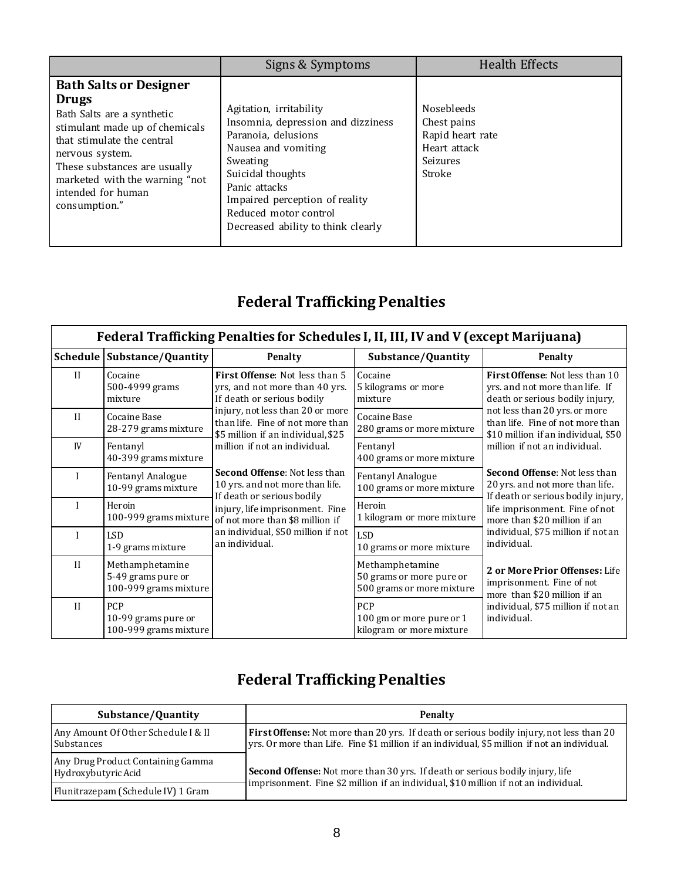| | Signs & Symptoms | Health Effects |
|---|---|---|
| **Bath Salts or Designer Drugs**<br>Bath Salts are a synthetic stimulant made up of chemicals that stimulate the central nervous system.<br>These substances are usually marketed with the warning "not intended for human consumption." | Agitation, irritability<br>Insomnia, depression and dizziness<br>Paranoia, delusions<br>Nausea and vomiting<br>Sweating<br>Suicidal thoughts<br>Panic attacks<br>Impaired perception of reality<br>Reduced motor control<br>Decreased ability to think clearly | Nosebleeds<br>Chest pains<br>Rapid heart rate<br>Heart attack<br>Seizures<br>Stroke |

## Federal Trafficking Penalties

| Federal Trafficking Penalties for Schedules I, II, III, IV and V (except Marijuana) | | | | |
|---|---|---|---|---|
| **Schedule** | **Substance/Quantity** | **Penalty** | **Substance/Quantity** | **Penalty** |
| II | Cocaine<br>500-4999 grams mixture | **First Offense**: Not less than 5 yrs, and not more than 40 yrs. If death or serious bodily injury, not less than 20 or more than life. Fine of not more than $5 million if an individual, $25 million if not an individual.<br><br>**Second Offense**: Not less than 10 yrs. and not more than life. If death or serious bodily injury, life imprisonment. Fine of not more than $8 million if an individual, $50 million if not an individual. | Cocaine<br>5 kilograms or more mixture | **First Offense**: Not less than 10 yrs. and not more than life. If death or serious bodily injury, not less than 20 yrs. or more than life. Fine of not more than $10 million if an individual, $50 million if not an individual.<br><br>**Second Offense**: Not less than 20 yrs. and not more than life. If death or serious bodily injury, life imprisonment. Fine of not more than $20 million if an individual, $75 million if not an individual.<br><br>**2 or More Prior Offenses:** Life imprisonment. Fine of not more than $20 million if an individual, $75 million if not an individual. |
| II | Cocaine Base<br>28-279 grams mixture | | Cocaine Base<br>280 grams or more mixture | |
| IV | Fentanyl<br>40-399 grams mixture | | Fentanyl<br>400 grams or more mixture | |
| I | Fentanyl Analogue<br>10-99 grams mixture | | Fentanyl Analogue<br>100 grams or more mixture | |
| I | Heroin<br>100-999 grams mixture | | Heroin<br>1 kilogram or more mixture | |
| I | LSD<br>1-9 grams mixture | | LSD<br>10 grams or more mixture | |
| II | Methamphetamine<br>5-49 grams pure or<br>100-999 grams mixture | | Methamphetamine<br>50 grams or more pure or<br>500 grams or more mixture | |
| II | PCP<br>10-99 grams pure or<br>100-999 grams mixture | | PCP<br>100 gm or more pure or 1 kilogram or more mixture | |

## Federal Trafficking Penalties

| Substance/Quantity | Penalty |
|---|---|
| Any Amount Of Other Schedule I & II Substances | **First Offense:** Not more than 20 yrs. If death or serious bodily injury, not less than 20 yrs. Or more than Life. Fine $1 million if an individual, $5 million if not an individual.<br><br>**Second Offense:** Not more than 30 yrs. If death or serious bodily injury, life imprisonment. Fine $2 million if an individual, $10 million if not an individual. |
| Any Drug Product Containing Gamma Hydroxybutyric Acid | |
| Flunitrazepam (Schedule IV) 1 Gram | |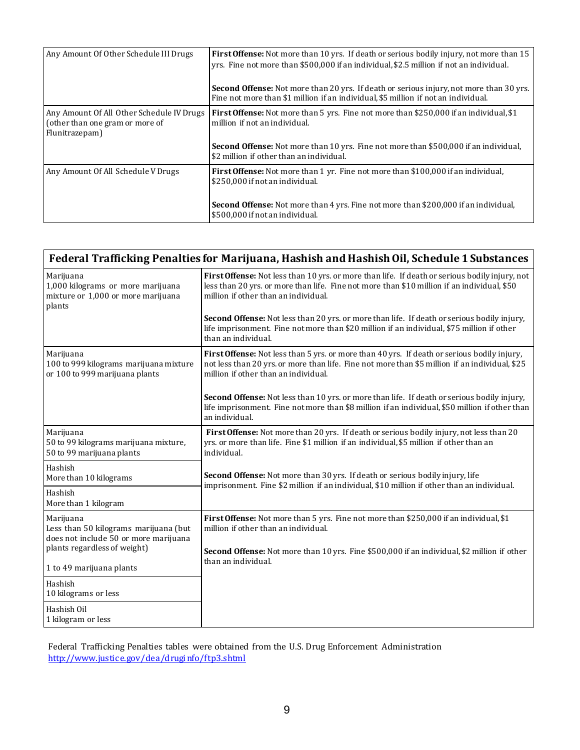| | |
|---|---|
| Any Amount Of Other Schedule III Drugs | **First Offense:** Not more than 10 yrs. If death or serious bodily injury, not more than 15 yrs. Fine not more than $500,000 if an individual, $2.5 million if not an individual.<br><br>**Second Offense:** Not more than 20 yrs. If death or serious injury, not more than 30 yrs. Fine not more than $1 million if an individual, $5 million if not an individual. |
| Any Amount Of All Other Schedule IV Drugs (other than one gram or more of Flunitrazepam) | **First Offense:** Not more than 5 yrs. Fine not more than $250,000 if an individual, $1 million if not an individual.<br><br>**Second Offense:** Not more than 10 yrs. Fine not more than $500,000 if an individual, $2 million if other than an individual. |
| Any Amount Of All Schedule V Drugs | **First Offense:** Not more than 1 yr. Fine not more than $100,000 if an individual, $250,000 if not an individual.<br><br>**Second Offense:** Not more than 4 yrs. Fine not more than $200,000 if an individual, $500,000 if not an individual. |

| **Federal Trafficking Penalties for Marijuana, Hashish and Hashish Oil, Schedule 1 Substances** | |
|---|---|
| Marijuana<br>1,000 kilograms or more marijuana mixture or 1,000 or more marijuana plants | **First Offense:** Not less than 10 yrs. or more than life. If death or serious bodily injury, not less than 20 yrs. or more than life. Fine not more than $10 million if an individual, $50 million if other than an individual.<br><br>**Second Offense:** Not less than 20 yrs. or more than life. If death or serious bodily injury, life imprisonment. Fine not more than $20 million if an individual, $75 million if other than an individual. |
| Marijuana<br>100 to 999 kilograms marijuana mixture or 100 to 999 marijuana plants | **First Offense:** Not less than 5 yrs. or more than 40 yrs. If death or serious bodily injury, not less than 20 yrs. or more than life. Fine not more than $5 million if an individual, $25 million if other than an individual.<br><br>**Second Offense:** Not less than 10 yrs. or more than life. If death or serious bodily injury, life imprisonment. Fine not more than $8 million if an individual, $50 million if other than an individual. |
| Marijuana<br>50 to 99 kilograms marijuana mixture, 50 to 99 marijuana plants<br><br>Hashish<br>More than 10 kilograms<br><br>Hashish<br>More than 1 kilogram | **First Offense:** Not more than 20 yrs. If death or serious bodily injury, not less than 20 yrs. or more than life. Fine $1 million if an individual, $5 million if other than an individual.<br><br>**Second Offense:** Not more than 30 yrs. If death or serious bodily injury, life imprisonment. Fine $2 million if an individual, $10 million if other than an individual. |
| Marijuana<br>Less than 50 kilograms marijuana (but does not include 50 or more marijuana plants regardless of weight)<br><br>1 to 49 marijuana plants<br><br>Hashish<br>10 kilograms or less<br><br>Hashish Oil<br>1 kilogram or less | **First Offense:** Not more than 5 yrs. Fine not more than $250,000 if an individual, $1 million if other than an individual.<br><br>**Second Offense:** Not more than 10 yrs. Fine $500,000 if an individual, $2 million if other than an individual. |

Federal Trafficking Penalties tables were obtained from the U.S. Drug Enforcement Administration http://www.justice.gov/dea/druginfo/ftp3.shtml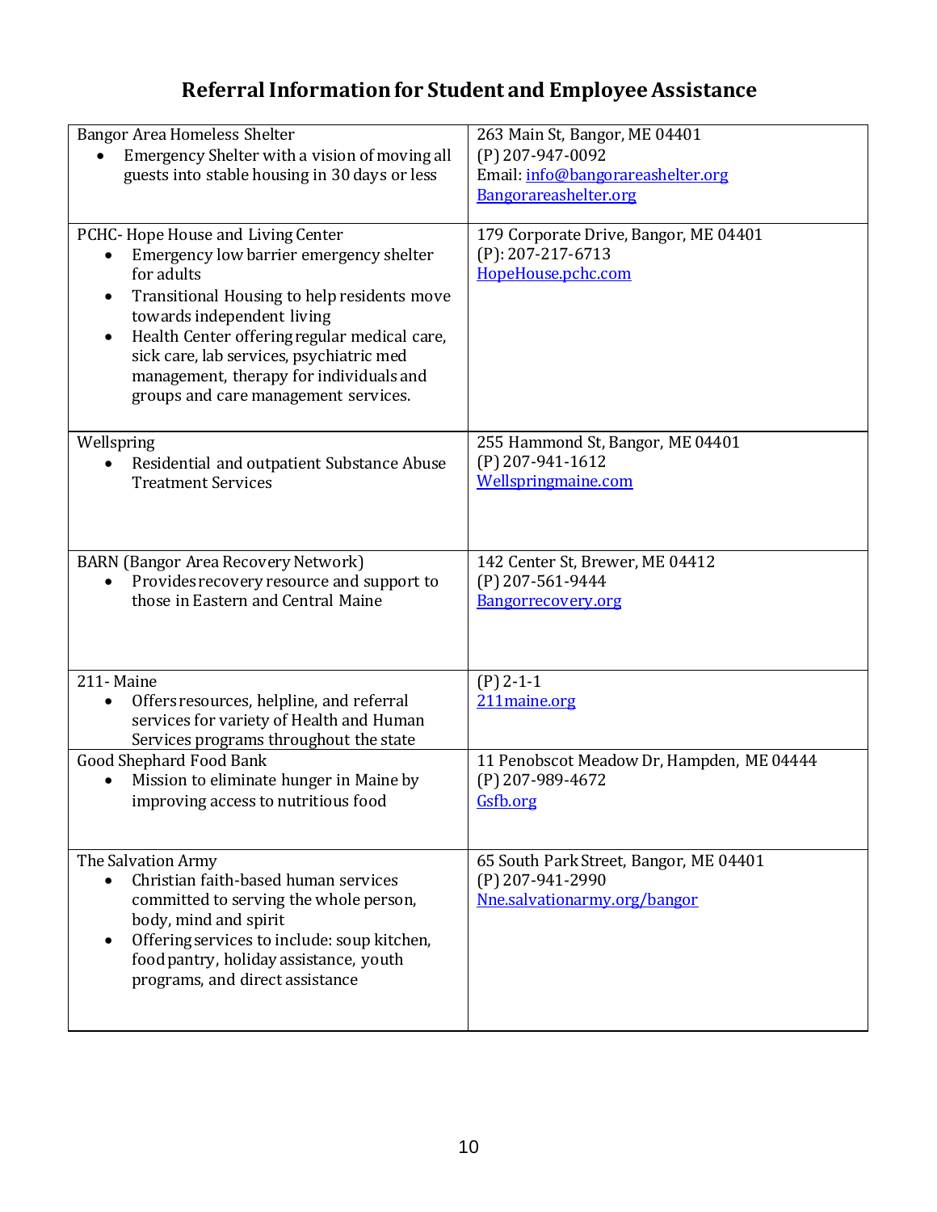# Referral Information for Student and Employee Assistance

| | |
|---|---|
| Bangor Area Homeless Shelter<br>• Emergency Shelter with a vision of moving all guests into stable housing in 30 days or less | 263 Main St, Bangor, ME 04401<br>(P) 207-947-0092<br>Email: info@bangorareashelter.org<br>Bangorareashelter.org |
| PCHC- Hope House and Living Center<br>• Emergency low barrier emergency shelter for adults<br>• Transitional Housing to help residents move towards independent living<br>• Health Center offering regular medical care, sick care, lab services, psychiatric med management, therapy for individuals and groups and care management services. | 179 Corporate Drive, Bangor, ME 04401<br>(P): 207-217-6713<br>HopeHouse.pchc.com |
| Wellspring<br>• Residential and outpatient Substance Abuse Treatment Services | 255 Hammond St, Bangor, ME 04401<br>(P) 207-941-1612<br>Wellspringmaine.com |
| BARN (Bangor Area Recovery Network)<br>• Provides recovery resource and support to those in Eastern and Central Maine | 142 Center St, Brewer, ME 04412<br>(P) 207-561-9444<br>Bangorrecovery.org |
| 211- Maine<br>• Offers resources, helpline, and referral services for variety of Health and Human Services programs throughout the state | (P) 2-1-1<br>211maine.org |
| Good Shephard Food Bank<br>• Mission to eliminate hunger in Maine by improving access to nutritious food | 11 Penobscot Meadow Dr, Hampden, ME 04444<br>(P) 207-989-4672<br>Gsfb.org |
| The Salvation Army<br>• Christian faith-based human services committed to serving the whole person, body, mind and spirit<br>• Offering services to include: soup kitchen, food pantry, holiday assistance, youth programs, and direct assistance | 65 South Park Street, Bangor, ME 04401<br>(P) 207-941-2990<br>Nne.salvationarmy.org/bangor |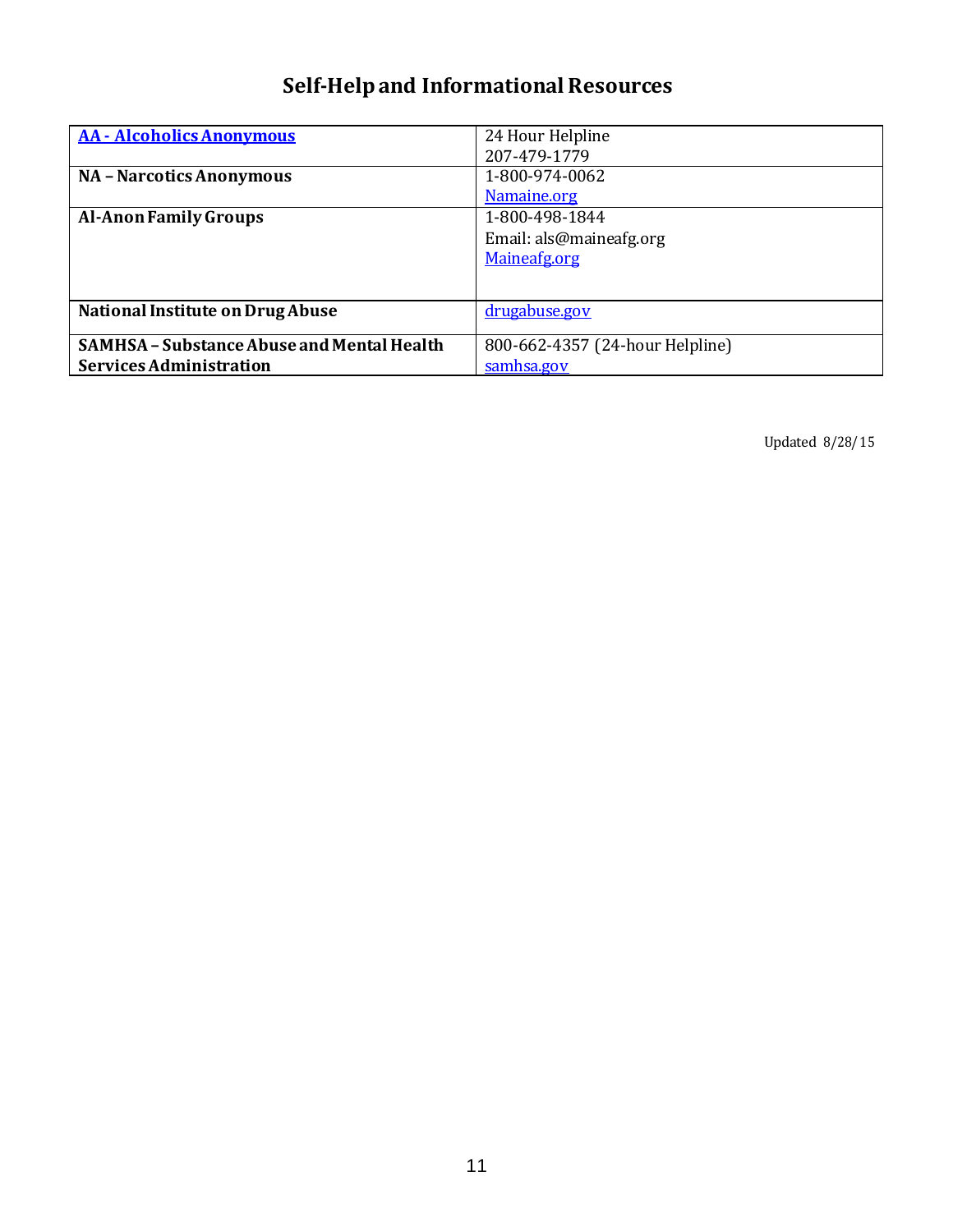# Self-Help and Informational Resources

| | |
|---|---|
| **AA - Alcoholics Anonymous** | 24 Hour Helpline<br>207-479-1779 |
| **NA – Narcotics Anonymous** | 1-800-974-0062<br>Namaine.org |
| **Al-Anon Family Groups** | 1-800-498-1844<br>Email: als@maineafg.org<br>Maineafg.org |
| **National Institute on Drug Abuse** | drugabuse.gov |
| **SAMHSA – Substance Abuse and Mental Health Services Administration** | 800-662-4357 (24-hour Helpline)<br>samhsa.gov |

Updated 8/28/15